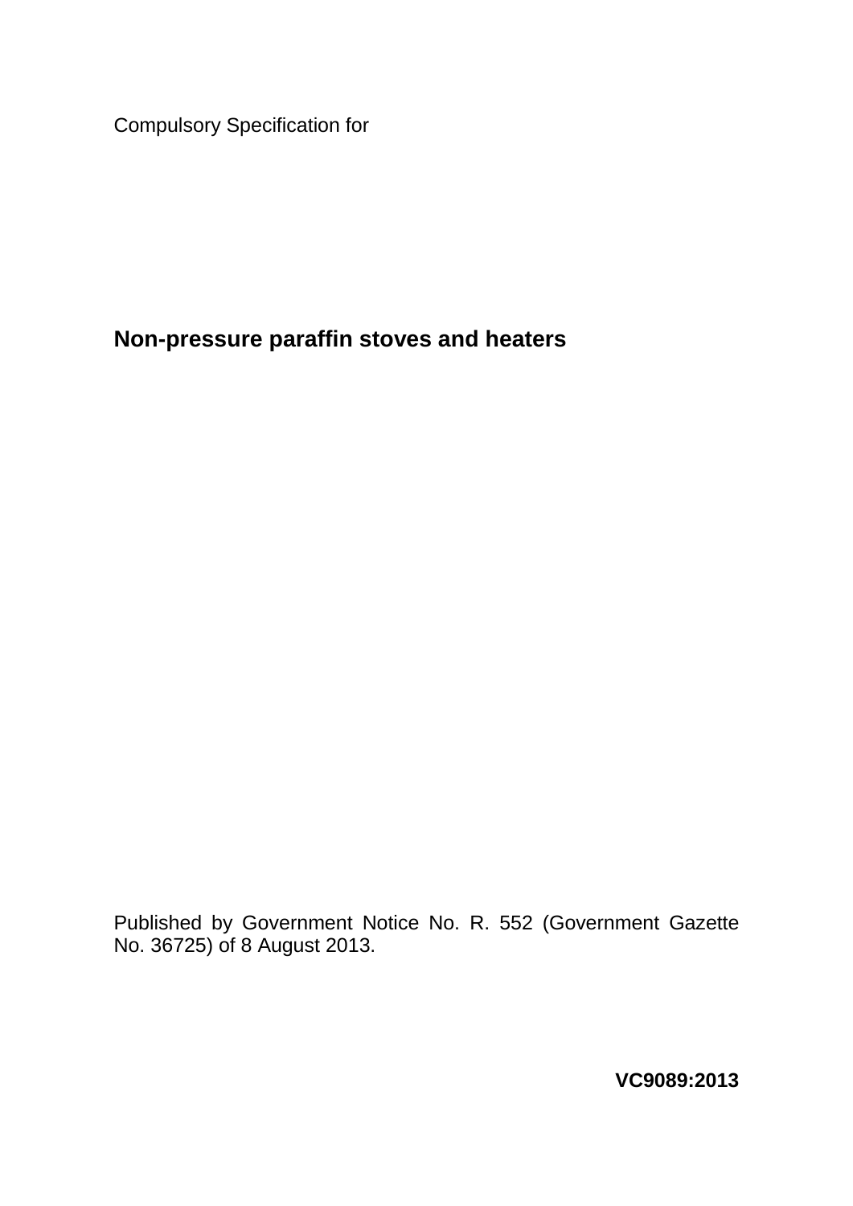Compulsory Specification for

# Non-pressure paraffin stoves and heaters

Published by Government Notice No. R. 552 (Government Gazette No. 36725) of 8 August 2013.

**VC9089:2013**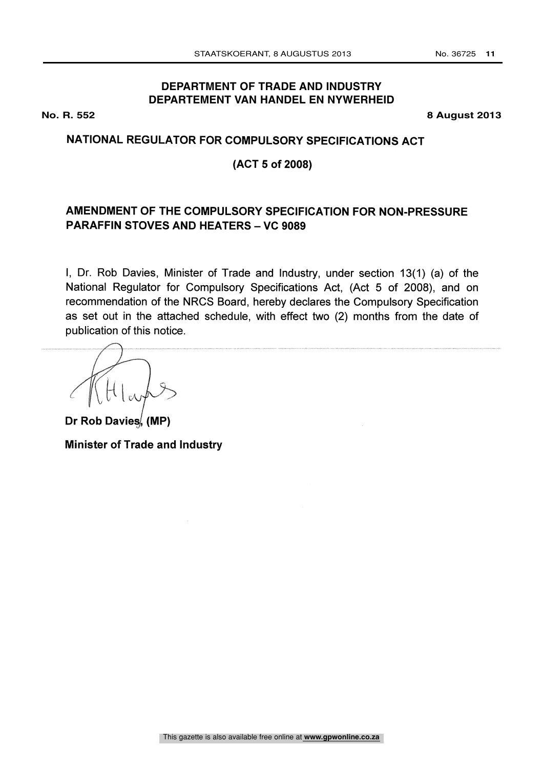**DEPARTMENT OF TRADE AND INDUSTRY**
**DEPARTEMENT VAN HANDEL EN NYWERHEID**

**No. R. 552** **8 August 2013**

## NATIONAL REGULATOR FOR COMPULSORY SPECIFICATIONS ACT

## (ACT 5 of 2008)

## AMENDMENT OF THE COMPULSORY SPECIFICATION FOR NON-PRESSURE PARAFFIN STOVES AND HEATERS – VC 9089

I, Dr. Rob Davies, Minister of Trade and Industry, under section 13(1) (a) of the National Regulator for Compulsory Specifications Act, (Act 5 of 2008), and on recommendation of the NRCS Board, hereby declares the Compulsory Specification as set out in the attached schedule, with effect two (2) months from the date of publication of this notice.

**Dr Rob Davies, (MP)**

**Minister of Trade and Industry**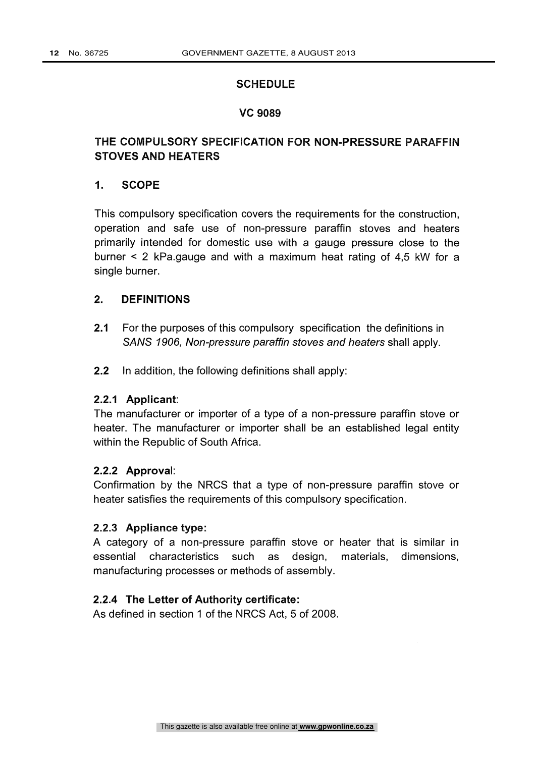## SCHEDULE

## VC 9089

## THE COMPULSORY SPECIFICATION FOR NON-PRESSURE PARAFFIN STOVES AND HEATERS

### 1. SCOPE

This compulsory specification covers the requirements for the construction, operation and safe use of non-pressure paraffin stoves and heaters primarily intended for domestic use with a gauge pressure close to the burner < 2 kPa.gauge and with a maximum heat rating of 4,5 kW for a single burner.

### 2. DEFINITIONS

**2.1** For the purposes of this compulsory specification the definitions in *SANS 1906, Non-pressure paraffin stoves and heaters* shall apply.

**2.2** In addition, the following definitions shall apply:

**2.2.1 Applicant**:
The manufacturer or importer of a type of a non-pressure paraffin stove or heater. The manufacturer or importer shall be an established legal entity within the Republic of South Africa.

**2.2.2 Approval**:
Confirmation by the NRCS that a type of non-pressure paraffin stove or heater satisfies the requirements of this compulsory specification.

**2.2.3 Appliance type:**
A category of a non-pressure paraffin stove or heater that is similar in essential characteristics such as design, materials, dimensions, manufacturing processes or methods of assembly.

**2.2.4 The Letter of Authority certificate:**
As defined in section 1 of the NRCS Act, 5 of 2008.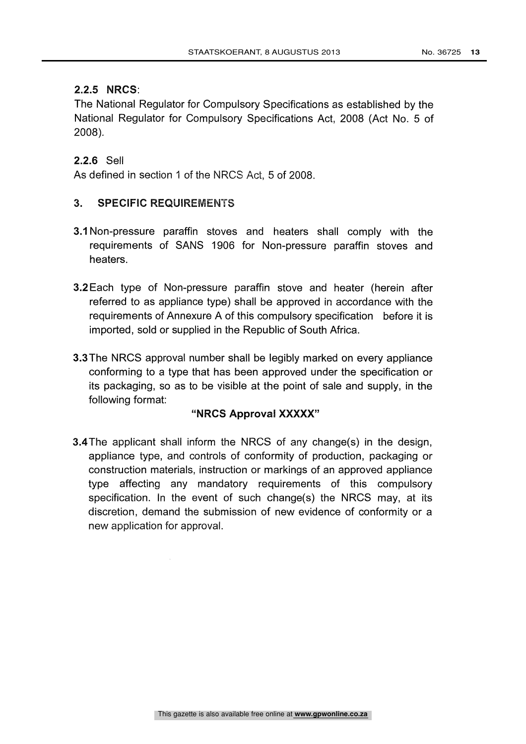**2.2.5 NRCS**:

The National Regulator for Compulsory Specifications as established by the National Regulator for Compulsory Specifications Act, 2008 (Act No. 5 of 2008).

**2.2.6** Sell

As defined in section 1 of the NRCS Act, 5 of 2008.

## 3. SPECIFIC REQUIREMENTS

**3.1** Non-pressure paraffin stoves and heaters shall comply with the requirements of SANS 1906 for Non-pressure paraffin stoves and heaters.

**3.2** Each type of Non-pressure paraffin stove and heater (herein after referred to as appliance type) shall be approved in accordance with the requirements of Annexure A of this compulsory specification before it is imported, sold or supplied in the Republic of South Africa.

**3.3** The NRCS approval number shall be legibly marked on every appliance conforming to a type that has been approved under the specification or its packaging, so as to be visible at the point of sale and supply, in the following format:

**"NRCS Approval XXXXX"**

**3.4** The applicant shall inform the NRCS of any change(s) in the design, appliance type, and controls of conformity of production, packaging or construction materials, instruction or markings of an approved appliance type affecting any mandatory requirements of this compulsory specification. In the event of such change(s) the NRCS may, at its discretion, demand the submission of new evidence of conformity or a new application for approval.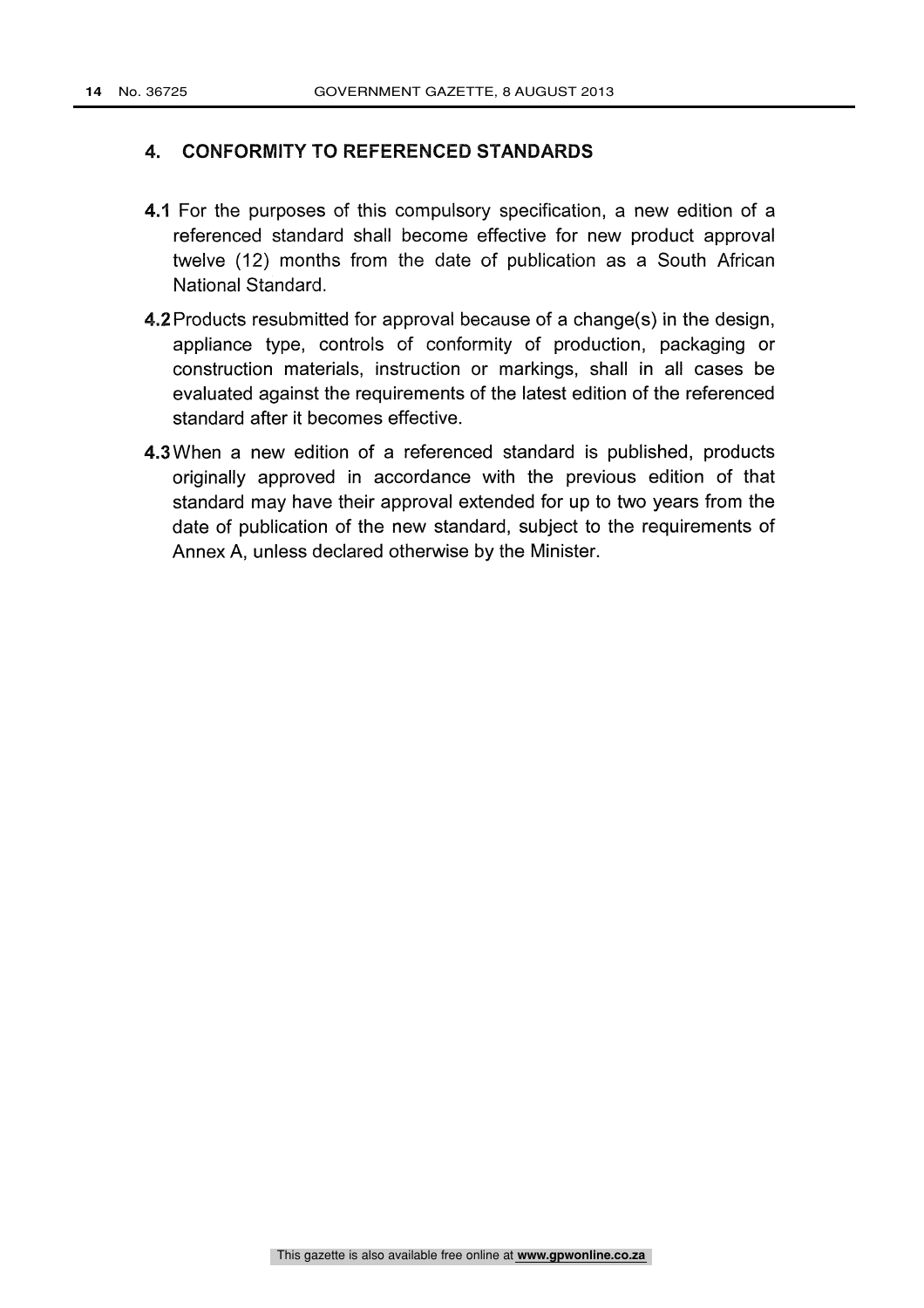## 4. CONFORMITY TO REFERENCED STANDARDS

**4.1** For the purposes of this compulsory specification, a new edition of a referenced standard shall become effective for new product approval twelve (12) months from the date of publication as a South African National Standard.

**4.2** Products resubmitted for approval because of a change(s) in the design, appliance type, controls of conformity of production, packaging or construction materials, instruction or markings, shall in all cases be evaluated against the requirements of the latest edition of the referenced standard after it becomes effective.

**4.3** When a new edition of a referenced standard is published, products originally approved in accordance with the previous edition of that standard may have their approval extended for up to two years from the date of publication of the new standard, subject to the requirements of Annex A, unless declared otherwise by the Minister.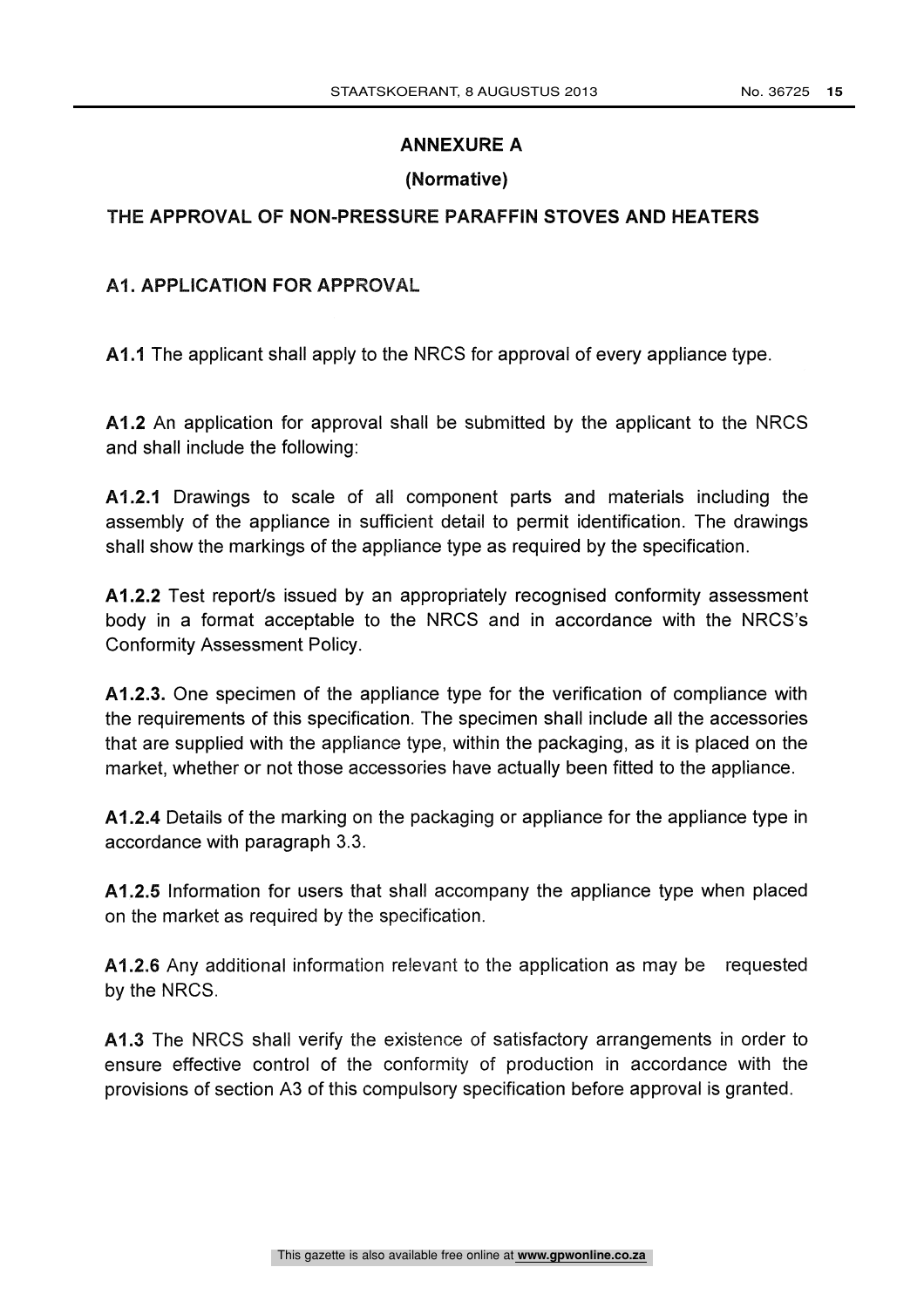## ANNEXURE A

### (Normative)

### THE APPROVAL OF NON-PRESSURE PARAFFIN STOVES AND HEATERS

#### A1. APPLICATION FOR APPROVAL

**A1.1** The applicant shall apply to the NRCS for approval of every appliance type.

**A1.2** An application for approval shall be submitted by the applicant to the NRCS and shall include the following:

**A1.2.1** Drawings to scale of all component parts and materials including the assembly of the appliance in sufficient detail to permit identification. The drawings shall show the markings of the appliance type as required by the specification.

**A1.2.2** Test report/s issued by an appropriately recognised conformity assessment body in a format acceptable to the NRCS and in accordance with the NRCS's Conformity Assessment Policy.

**A1.2.3.** One specimen of the appliance type for the verification of compliance with the requirements of this specification. The specimen shall include all the accessories that are supplied with the appliance type, within the packaging, as it is placed on the market, whether or not those accessories have actually been fitted to the appliance.

**A1.2.4** Details of the marking on the packaging or appliance for the appliance type in accordance with paragraph 3.3.

**A1.2.5** Information for users that shall accompany the appliance type when placed on the market as required by the specification.

**A1.2.6** Any additional information relevant to the application as may be requested by the NRCS.

**A1.3** The NRCS shall verify the existence of satisfactory arrangements in order to ensure effective control of the conformity of production in accordance with the provisions of section A3 of this compulsory specification before approval is granted.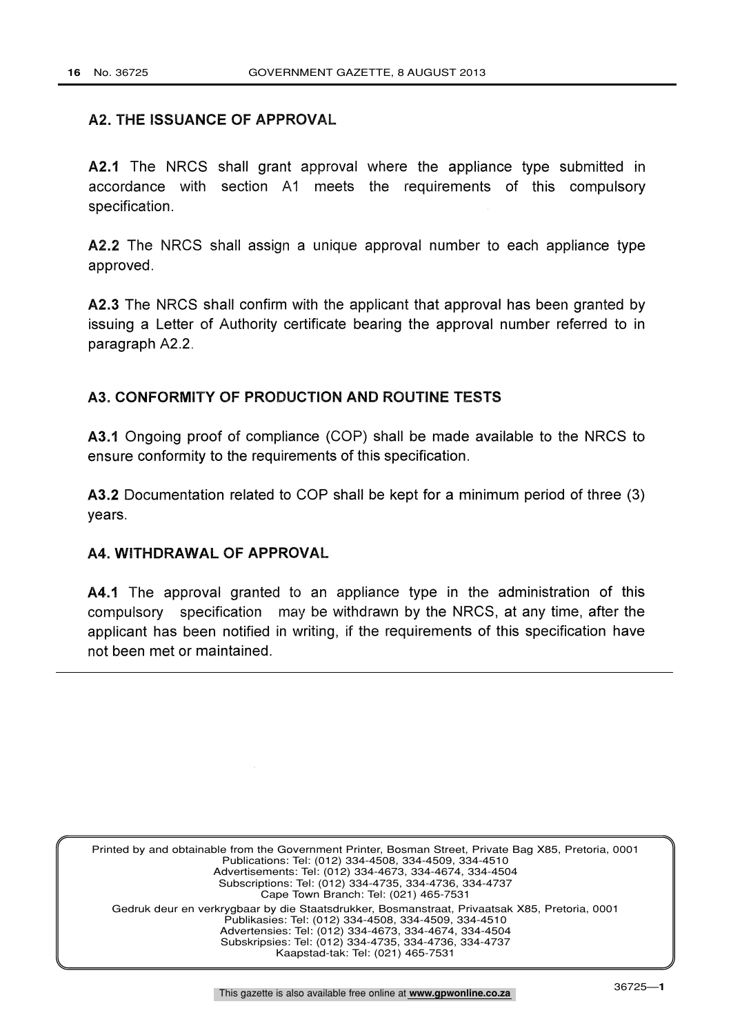## A2. THE ISSUANCE OF APPROVAL

**A2.1** The NRCS shall grant approval where the appliance type submitted in accordance with section A1 meets the requirements of this compulsory specification.

**A2.2** The NRCS shall assign a unique approval number to each appliance type approved.

**A2.3** The NRCS shall confirm with the applicant that approval has been granted by issuing a Letter of Authority certificate bearing the approval number referred to in paragraph A2.2.

## A3. CONFORMITY OF PRODUCTION AND ROUTINE TESTS

**A3.1** Ongoing proof of compliance (COP) shall be made available to the NRCS to ensure conformity to the requirements of this specification.

**A3.2** Documentation related to COP shall be kept for a minimum period of three (3) years.

## A4. WITHDRAWAL OF APPROVAL

**A4.1** The approval granted to an appliance type in the administration of this compulsory specification may be withdrawn by the NRCS, at any time, after the applicant has been notified in writing, if the requirements of this specification have not been met or maintained.

Printed by and obtainable from the Government Printer, Bosman Street, Private Bag X85, Pretoria, 0001
Publications: Tel: (012) 334-4508, 334-4509, 334-4510
Advertisements: Tel: (012) 334-4673, 334-4674, 334-4504
Subscriptions: Tel: (012) 334-4735, 334-4736, 334-4737
Cape Town Branch: Tel: (021) 465-7531

Gedruk deur en verkrygbaar by die Staatsdrukker, Bosmanstraat, Privaatsak X85, Pretoria, 0001
Publikasies: Tel: (012) 334-4508, 334-4509, 334-4510
Advertensies: Tel: (012) 334-4673, 334-4674, 334-4504
Subskripsies: Tel: (012) 334-4735, 334-4736, 334-4737
Kaapstad-tak: Tel: (021) 465-7531